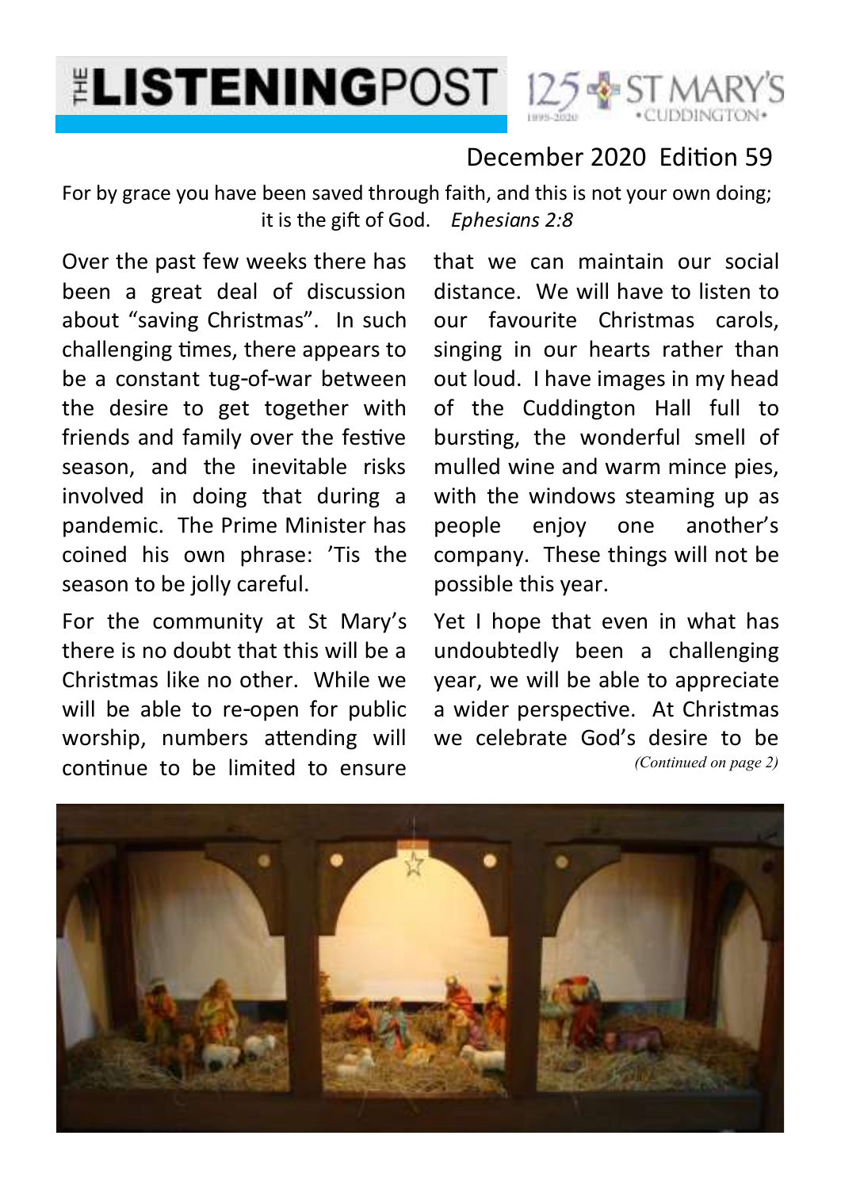# THE LISTENINGPOST

125 ST MARY'S CUDDINGTON 1895–2020

December 2020 Edition 59

For by grace you have been saved through faith, and this is not your own doing; it is the gift of God. *Ephesians 2:8*

Over the past few weeks there has been a great deal of discussion about "saving Christmas". In such challenging times, there appears to be a constant tug-of-war between the desire to get together with friends and family over the festive season, and the inevitable risks involved in doing that during a pandemic. The Prime Minister has coined his own phrase: 'Tis the season to be jolly careful.

For the community at St Mary's there is no doubt that this will be a Christmas like no other. While we will be able to re-open for public worship, numbers attending will continue to be limited to ensure that we can maintain our social distance. We will have to listen to our favourite Christmas carols, singing in our hearts rather than out loud. I have images in my head of the Cuddington Hall full to bursting, the wonderful smell of mulled wine and warm mince pies, with the windows steaming up as people enjoy one another's company. These things will not be possible this year.

Yet I hope that even in what has undoubtedly been a challenging year, we will be able to appreciate a wider perspective. At Christmas we celebrate God's desire to be

*(Continued on page 2)*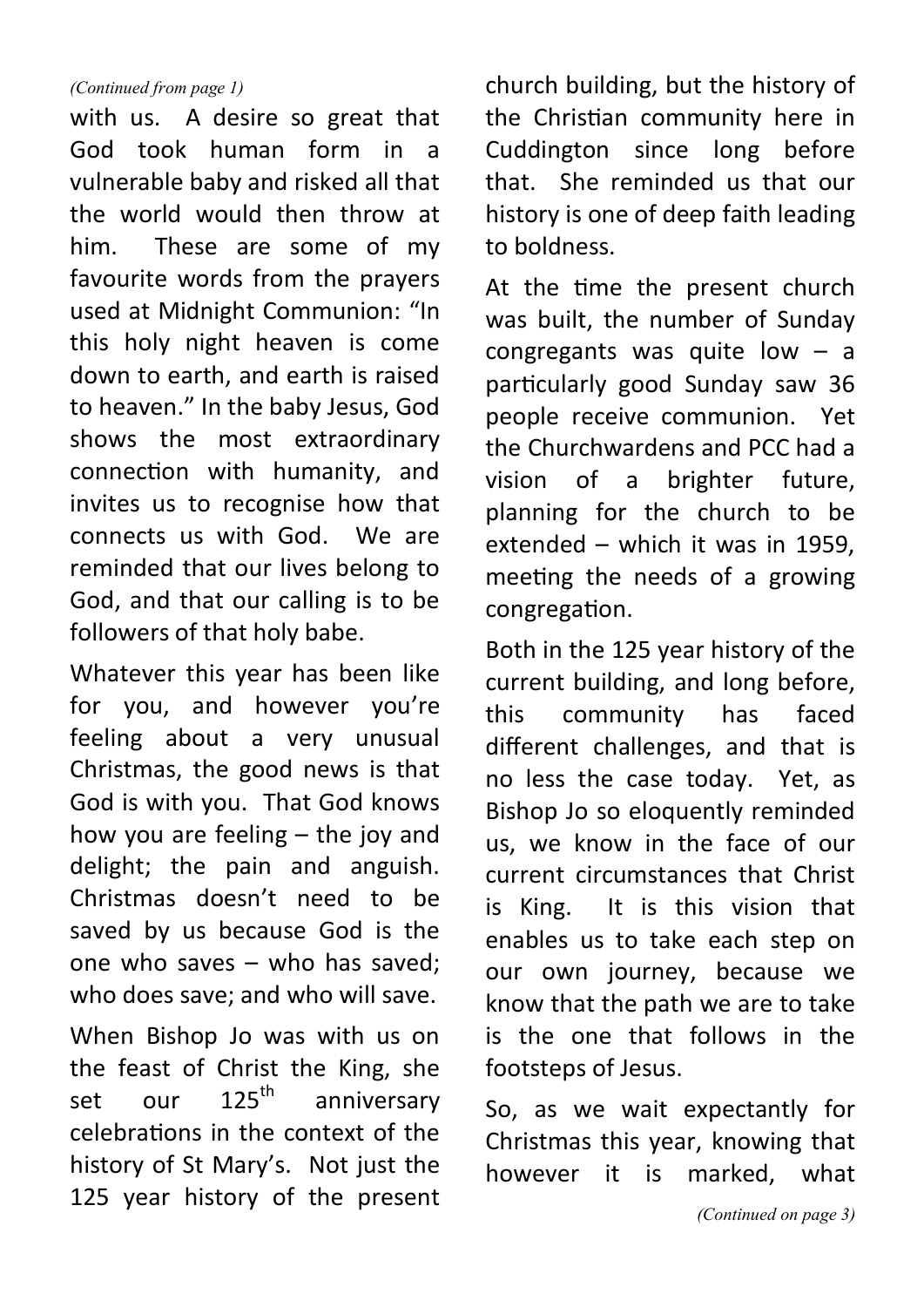*(Continued from page 1)*

with us. A desire so great that God took human form in a vulnerable baby and risked all that the world would then throw at him. These are some of my favourite words from the prayers used at Midnight Communion: "In this holy night heaven is come down to earth, and earth is raised to heaven." In the baby Jesus, God shows the most extraordinary connection with humanity, and invites us to recognise how that connects us with God. We are reminded that our lives belong to God, and that our calling is to be followers of that holy babe.

Whatever this year has been like for you, and however you're feeling about a very unusual Christmas, the good news is that God is with you. That God knows how you are feeling – the joy and delight; the pain and anguish. Christmas doesn't need to be saved by us because God is the one who saves – who has saved; who does save; and who will save.

When Bishop Jo was with us on the feast of Christ the King, she set our 125th anniversary celebrations in the context of the history of St Mary's. Not just the 125 year history of the present church building, but the history of the Christian community here in Cuddington since long before that. She reminded us that our history is one of deep faith leading to boldness.

At the time the present church was built, the number of Sunday congregants was quite low – a particularly good Sunday saw 36 people receive communion. Yet the Churchwardens and PCC had a vision of a brighter future, planning for the church to be extended – which it was in 1959, meeting the needs of a growing congregation.

Both in the 125 year history of the current building, and long before, this community has faced different challenges, and that is no less the case today. Yet, as Bishop Jo so eloquently reminded us, we know in the face of our current circumstances that Christ is King. It is this vision that enables us to take each step on our own journey, because we know that the path we are to take is the one that follows in the footsteps of Jesus.

So, as we wait expectantly for Christmas this year, knowing that however it is marked, what

*(Continued on page 3)*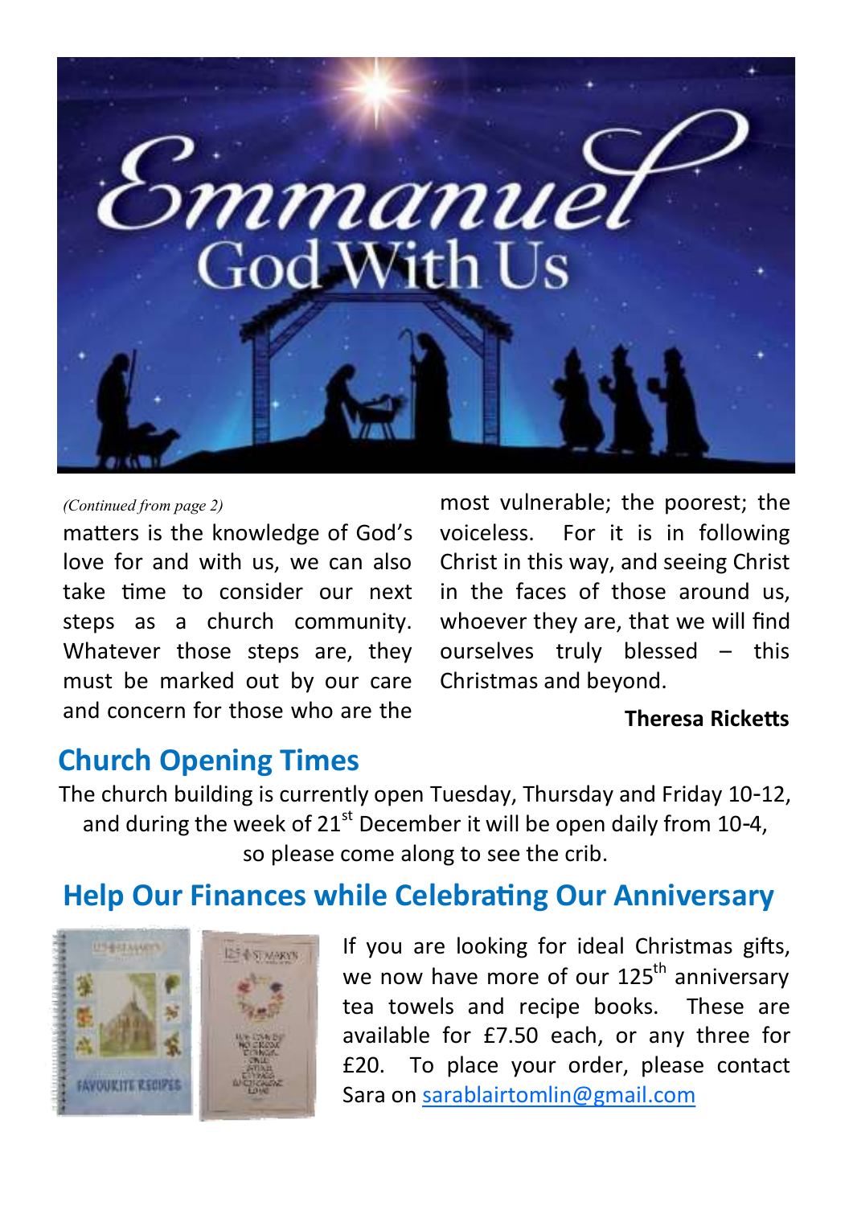*(Continued from page 2)*

matters is the knowledge of God's love for and with us, we can also take time to consider our next steps as a church community. Whatever those steps are, they must be marked out by our care and concern for those who are the most vulnerable; the poorest; the voiceless. For it is in following Christ in this way, and seeing Christ in the faces of those around us, whoever they are, that we will find ourselves truly blessed – this Christmas and beyond.

**Theresa Ricketts**

## Church Opening Times

The church building is currently open Tuesday, Thursday and Friday 10-12, and during the week of 21st December it will be open daily from 10-4, so please come along to see the crib.

## Help Our Finances while Celebrating Our Anniversary

If you are looking for ideal Christmas gifts, we now have more of our 125th anniversary tea towels and recipe books. These are available for £7.50 each, or any three for £20. To place your order, please contact Sara on sarablairtomlin@gmail.com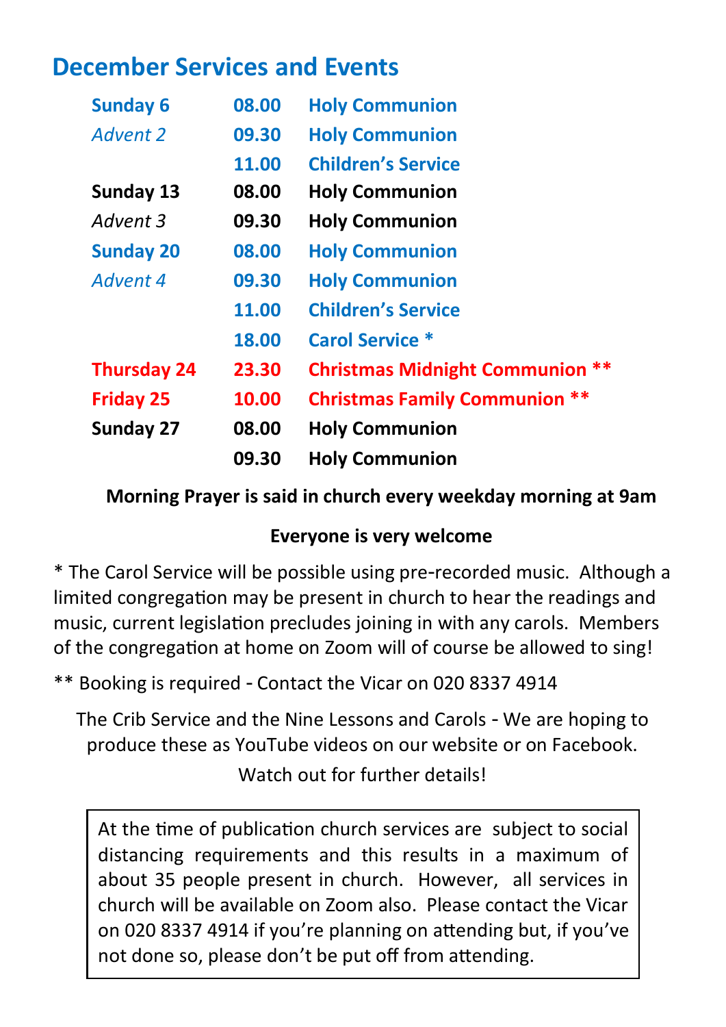## December Services and Events

| | | |
|---|---|---|
| **Sunday 6** | **08.00** | **Holy Communion** |
| *Advent 2* | **09.30** | **Holy Communion** |
| | **11.00** | **Children's Service** |
| **Sunday 13** | **08.00** | **Holy Communion** |
| *Advent 3* | **09.30** | **Holy Communion** |
| **Sunday 20** | **08.00** | **Holy Communion** |
| *Advent 4* | **09.30** | **Holy Communion** |
| | **11.00** | **Children's Service** |
| | **18.00** | **Carol Service *** |
| **Thursday 24** | **23.30** | **Christmas Midnight Communion **** |
| **Friday 25** | **10.00** | **Christmas Family Communion **** |
| **Sunday 27** | **08.00** | **Holy Communion** |
| | **09.30** | **Holy Communion** |

**Morning Prayer is said in church every weekday morning at 9am**

**Everyone is very welcome**

* The Carol Service will be possible using pre-recorded music. Although a limited congregation may be present in church to hear the readings and music, current legislation precludes joining in with any carols. Members of the congregation at home on Zoom will of course be allowed to sing!

** Booking is required - Contact the Vicar on 020 8337 4914

The Crib Service and the Nine Lessons and Carols - We are hoping to produce these as YouTube videos on our website or on Facebook. Watch out for further details!

At the time of publication church services are subject to social distancing requirements and this results in a maximum of about 35 people present in church. However, all services in church will be available on Zoom also. Please contact the Vicar on 020 8337 4914 if you're planning on attending but, if you've not done so, please don't be put off from attending.